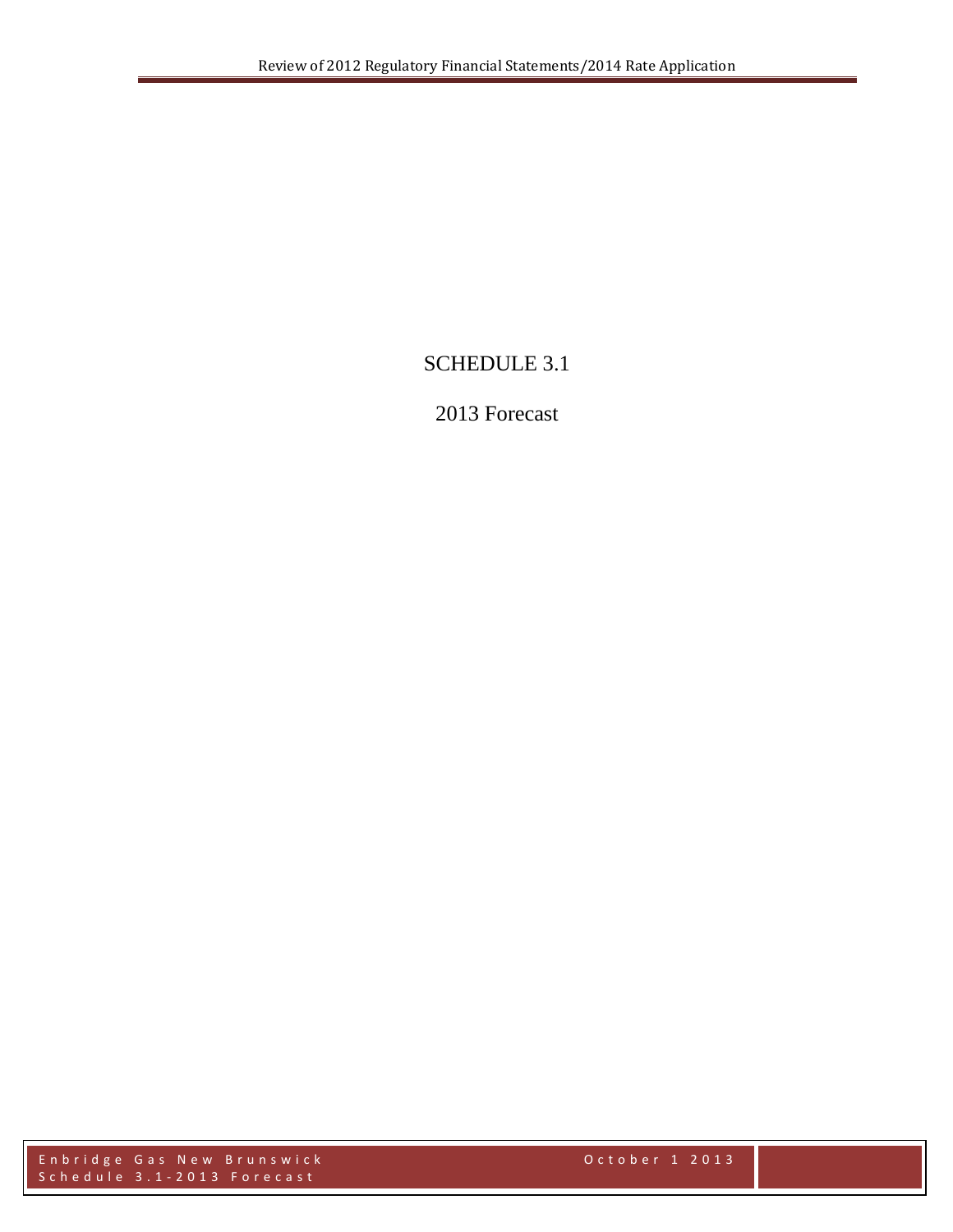# SCHEDULE 3.1

## 2013 Forecast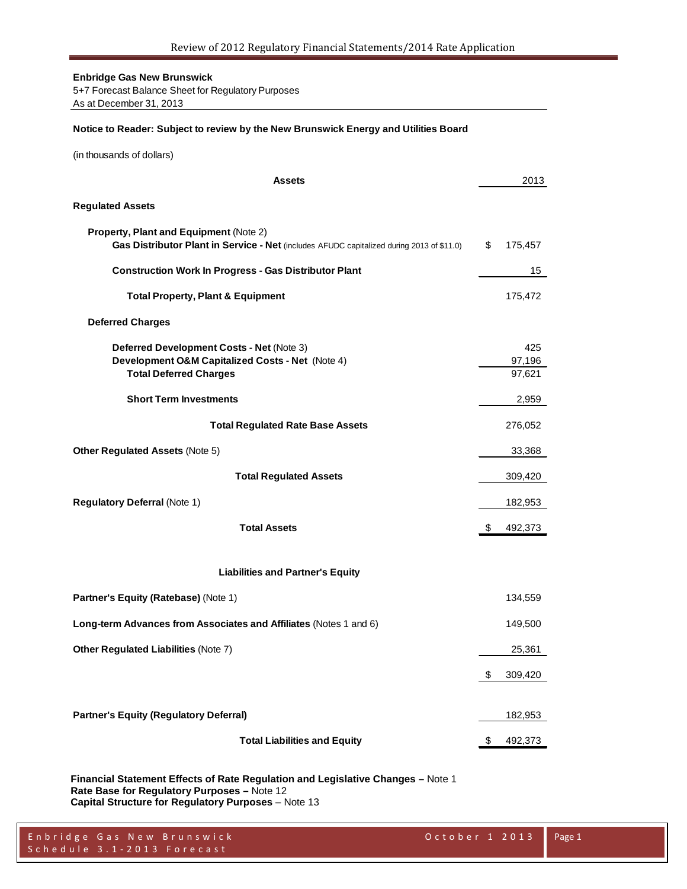**Enbridge Gas New Brunswick**
5+7 Forecast Balance Sheet for Regulatory Purposes
As at December 31, 2013

**Notice to Reader: Subject to review by the New Brunswick Energy and Utilities Board**

(in thousands of dollars)

| **Assets** | 2013 |
|---|---|
| **Regulated Assets** | |
| **Property, Plant and Equipment** (Note 2) | |
| **Gas Distributor Plant in Service - Net** (includes AFUDC capitalized during 2013 of $11.0) | $ 175,457 |
| **Construction Work In Progress - Gas Distributor Plant** | 15 |
| **Total Property, Plant & Equipment** | 175,472 |
| **Deferred Charges** | |
| **Deferred Development Costs - Net** (Note 3) | 425 |
| **Development O&M Capitalized Costs - Net** (Note 4) | 97,196 |
| **Total Deferred Charges** | 97,621 |
| **Short Term Investments** | 2,959 |
| **Total Regulated Rate Base Assets** | 276,052 |
| **Other Regulated Assets** (Note 5) | 33,368 |
| **Total Regulated Assets** | 309,420 |
| **Regulatory Deferral** (Note 1) | 182,953 |
| **Total Assets** | $ 492,373 |
| **Liabilities and Partner's Equity** | |
| **Partner's Equity (Ratebase)** (Note 1) | 134,559 |
| **Long-term Advances from Associates and Affiliates** (Notes 1 and 6) | 149,500 |
| **Other Regulated Liabilities** (Note 7) | 25,361 |
| | $ 309,420 |
| **Partner's Equity (Regulatory Deferral)** | 182,953 |
| **Total Liabilities and Equity** | $ 492,373 |

**Financial Statement Effects of Rate Regulation and Legislative Changes –** Note 1
**Rate Base for Regulatory Purposes –** Note 12
**Capital Structure for Regulatory Purposes** – Note 13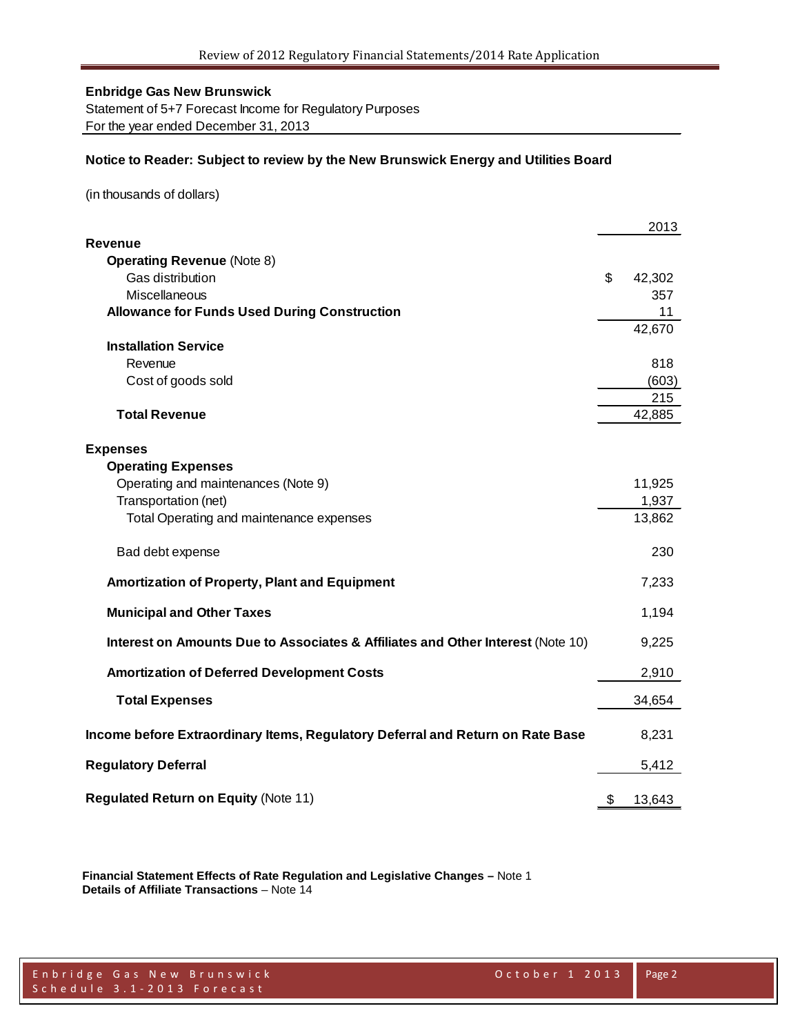**Enbridge Gas New Brunswick**

Statement of 5+7 Forecast Income for Regulatory Purposes

For the year ended December 31, 2013

**Notice to Reader: Subject to review by the New Brunswick Energy and Utilities Board**

(in thousands of dollars)

| | 2013 |
|---|---|
| **Revenue** | |
| **Operating Revenue** (Note 8) | |
| Gas distribution | $ 42,302 |
| Miscellaneous | 357 |
| **Allowance for Funds Used During Construction** | 11 |
| | 42,670 |
| **Installation Service** | |
| Revenue | 818 |
| Cost of goods sold | (603) |
| | 215 |
| **Total Revenue** | 42,885 |
| **Expenses** | |
| **Operating Expenses** | |
| Operating and maintenances (Note 9) | 11,925 |
| Transportation (net) | 1,937 |
| Total Operating and maintenance expenses | 13,862 |
| Bad debt expense | 230 |
| **Amortization of Property, Plant and Equipment** | 7,233 |
| **Municipal and Other Taxes** | 1,194 |
| **Interest on Amounts Due to Associates & Affiliates and Other Interest** (Note 10) | 9,225 |
| **Amortization of Deferred Development Costs** | 2,910 |
| **Total Expenses** | 34,654 |
| **Income before Extraordinary Items, Regulatory Deferral and Return on Rate Base** | 8,231 |
| **Regulatory Deferral** | 5,412 |
| **Regulated Return on Equity** (Note 11) | $ 13,643 |

**Financial Statement Effects of Rate Regulation and Legislative Changes –** Note 1

**Details of Affiliate Transactions** – Note 14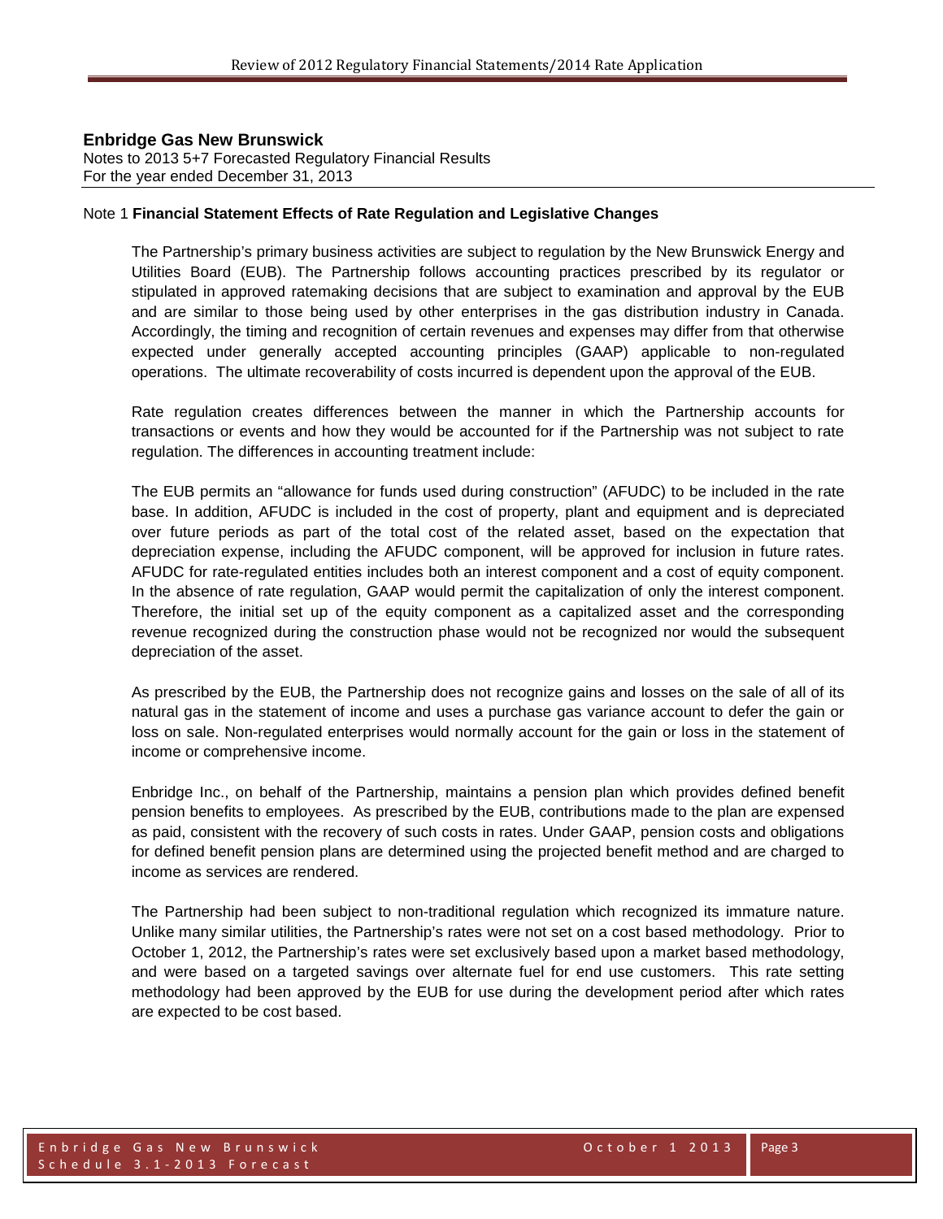**Enbridge Gas New Brunswick**
Notes to 2013 5+7 Forecasted Regulatory Financial Results
For the year ended December 31, 2013

Note 1 **Financial Statement Effects of Rate Regulation and Legislative Changes**

The Partnership's primary business activities are subject to regulation by the New Brunswick Energy and Utilities Board (EUB). The Partnership follows accounting practices prescribed by its regulator or stipulated in approved ratemaking decisions that are subject to examination and approval by the EUB and are similar to those being used by other enterprises in the gas distribution industry in Canada. Accordingly, the timing and recognition of certain revenues and expenses may differ from that otherwise expected under generally accepted accounting principles (GAAP) applicable to non-regulated operations. The ultimate recoverability of costs incurred is dependent upon the approval of the EUB.

Rate regulation creates differences between the manner in which the Partnership accounts for transactions or events and how they would be accounted for if the Partnership was not subject to rate regulation. The differences in accounting treatment include:

The EUB permits an "allowance for funds used during construction" (AFUDC) to be included in the rate base. In addition, AFUDC is included in the cost of property, plant and equipment and is depreciated over future periods as part of the total cost of the related asset, based on the expectation that depreciation expense, including the AFUDC component, will be approved for inclusion in future rates. AFUDC for rate-regulated entities includes both an interest component and a cost of equity component. In the absence of rate regulation, GAAP would permit the capitalization of only the interest component. Therefore, the initial set up of the equity component as a capitalized asset and the corresponding revenue recognized during the construction phase would not be recognized nor would the subsequent depreciation of the asset.

As prescribed by the EUB, the Partnership does not recognize gains and losses on the sale of all of its natural gas in the statement of income and uses a purchase gas variance account to defer the gain or loss on sale. Non-regulated enterprises would normally account for the gain or loss in the statement of income or comprehensive income.

Enbridge Inc., on behalf of the Partnership, maintains a pension plan which provides defined benefit pension benefits to employees. As prescribed by the EUB, contributions made to the plan are expensed as paid, consistent with the recovery of such costs in rates. Under GAAP, pension costs and obligations for defined benefit pension plans are determined using the projected benefit method and are charged to income as services are rendered.

The Partnership had been subject to non-traditional regulation which recognized its immature nature. Unlike many similar utilities, the Partnership's rates were not set on a cost based methodology. Prior to October 1, 2012, the Partnership's rates were set exclusively based upon a market based methodology, and were based on a targeted savings over alternate fuel for end use customers. This rate setting methodology had been approved by the EUB for use during the development period after which rates are expected to be cost based.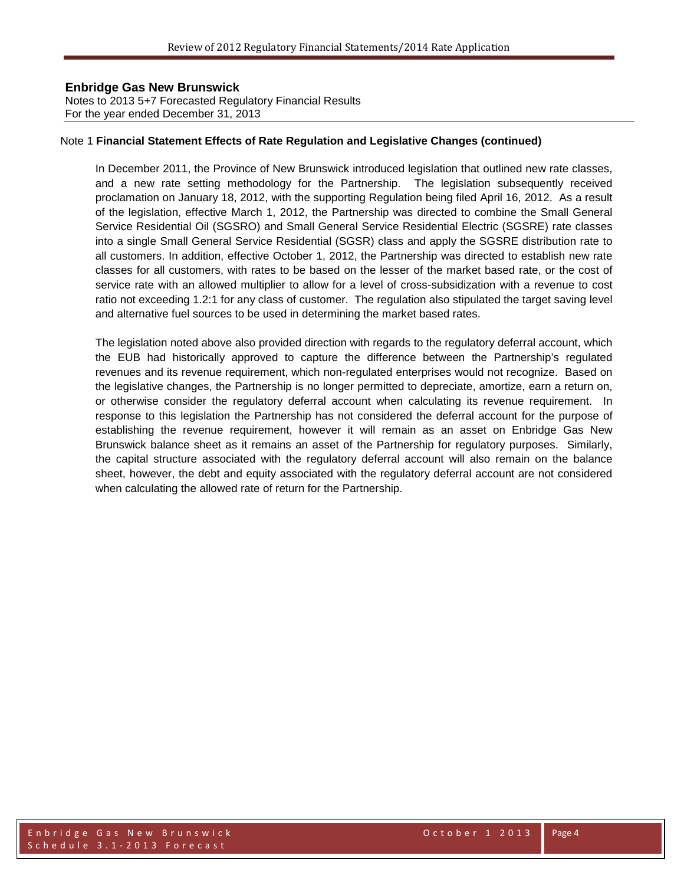**Enbridge Gas New Brunswick**
Notes to 2013 5+7 Forecasted Regulatory Financial Results
For the year ended December 31, 2013

Note 1 **Financial Statement Effects of Rate Regulation and Legislative Changes (continued)**

In December 2011, the Province of New Brunswick introduced legislation that outlined new rate classes, and a new rate setting methodology for the Partnership. The legislation subsequently received proclamation on January 18, 2012, with the supporting Regulation being filed April 16, 2012. As a result of the legislation, effective March 1, 2012, the Partnership was directed to combine the Small General Service Residential Oil (SGSRO) and Small General Service Residential Electric (SGSRE) rate classes into a single Small General Service Residential (SGSR) class and apply the SGSRE distribution rate to all customers. In addition, effective October 1, 2012, the Partnership was directed to establish new rate classes for all customers, with rates to be based on the lesser of the market based rate, or the cost of service rate with an allowed multiplier to allow for a level of cross-subsidization with a revenue to cost ratio not exceeding 1.2:1 for any class of customer. The regulation also stipulated the target saving level and alternative fuel sources to be used in determining the market based rates.

The legislation noted above also provided direction with regards to the regulatory deferral account, which the EUB had historically approved to capture the difference between the Partnership's regulated revenues and its revenue requirement, which non-regulated enterprises would not recognize. Based on the legislative changes, the Partnership is no longer permitted to depreciate, amortize, earn a return on, or otherwise consider the regulatory deferral account when calculating its revenue requirement. In response to this legislation the Partnership has not considered the deferral account for the purpose of establishing the revenue requirement, however it will remain as an asset on Enbridge Gas New Brunswick balance sheet as it remains an asset of the Partnership for regulatory purposes. Similarly, the capital structure associated with the regulatory deferral account will also remain on the balance sheet, however, the debt and equity associated with the regulatory deferral account are not considered when calculating the allowed rate of return for the Partnership.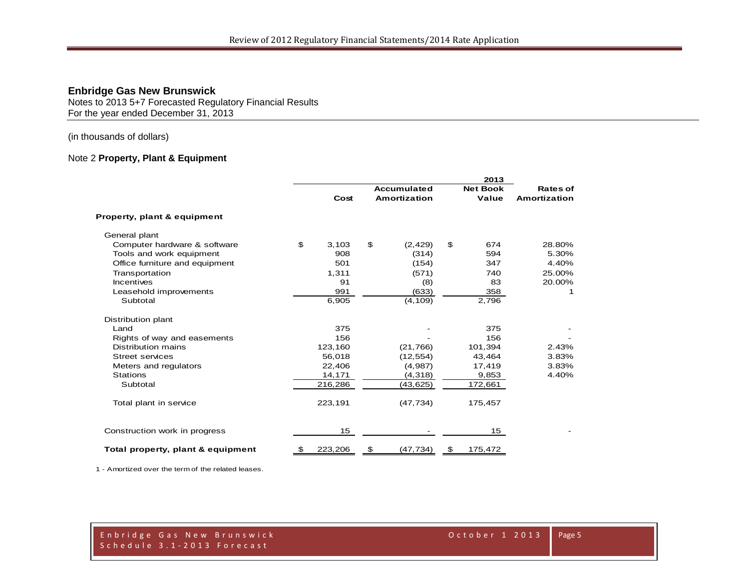## Enbridge Gas New Brunswick

Notes to 2013 5+7 Forecasted Regulatory Financial Results
For the year ended December 31, 2013

(in thousands of dollars)

### Note 2 **Property, Plant & Equipment**

| | 2013 | | | |
|---|---|---|---|---|
| | Cost | Accumulated Amortization | Net Book Value | Rates of Amortization |
| **Property, plant & equipment** | | | | |
| General plant | | | | |
| Computer hardware & software | $ 3,103 | $ (2,429) | $ 674 | 28.80% |
| Tools and work equipment | 908 | (314) | 594 | 5.30% |
| Office furniture and equipment | 501 | (154) | 347 | 4.40% |
| Transportation | 1,311 | (571) | 740 | 25.00% |
| Incentives | 91 | (8) | 83 | 20.00% |
| Leasehold improvements | 991 | (633) | 358 | 1 |
| Subtotal | 6,905 | (4,109) | 2,796 | |
| Distribution plant | | | | |
| Land | 375 | - | 375 | - |
| Rights of way and easements | 156 | - | 156 | - |
| Distribution mains | 123,160 | (21,766) | 101,394 | 2.43% |
| Street services | 56,018 | (12,554) | 43,464 | 3.83% |
| Meters and regulators | 22,406 | (4,987) | 17,419 | 3.83% |
| Stations | 14,171 | (4,318) | 9,853 | 4.40% |
| Subtotal | 216,286 | (43,625) | 172,661 | |
| Total plant in service | 223,191 | (47,734) | 175,457 | |
| Construction work in progress | 15 | - | 15 | - |
| **Total property, plant & equipment** | $ 223,206 | $ (47,734) | $ 175,472 | |

1 - Amortized over the term of the related leases.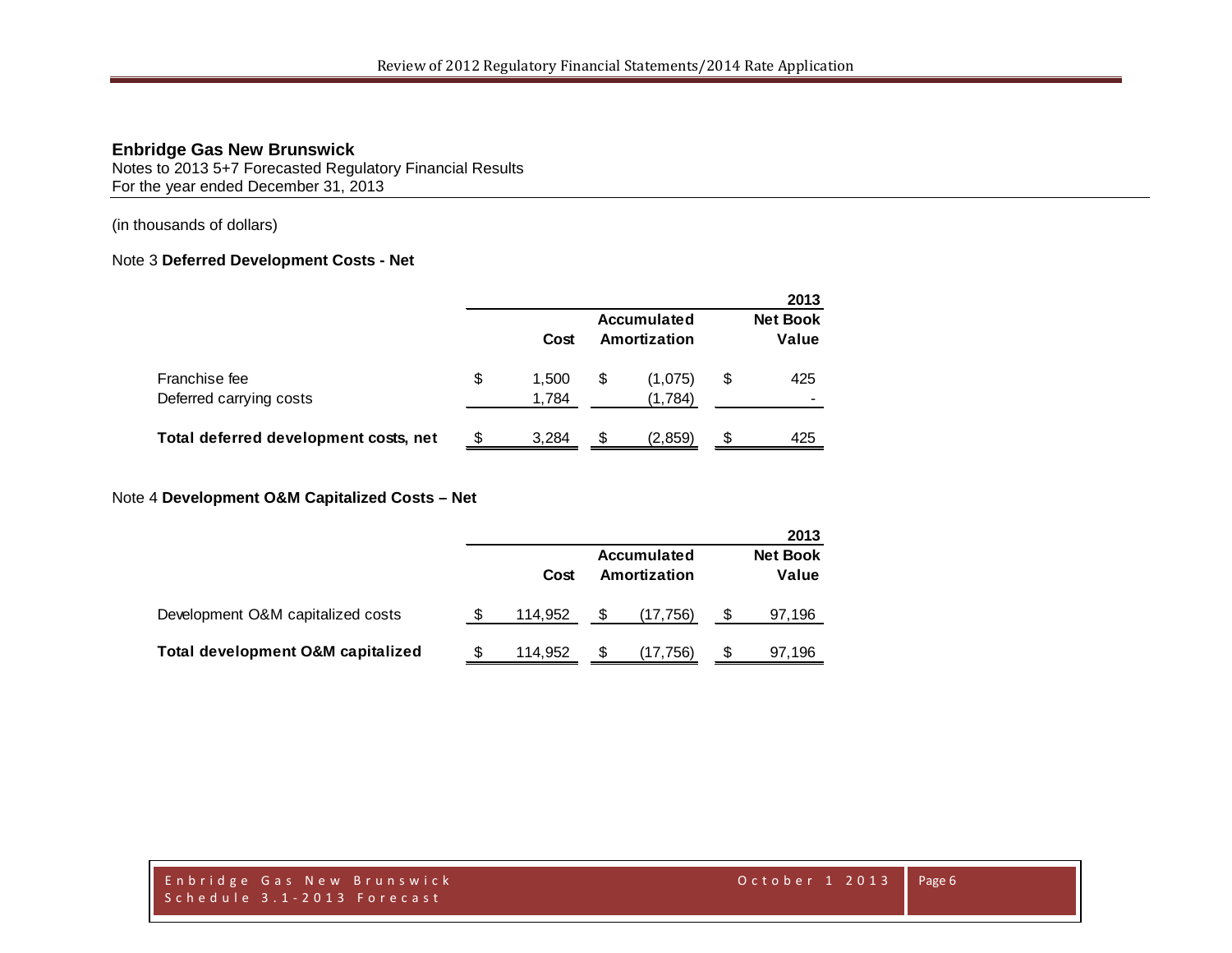**Enbridge Gas New Brunswick**
Notes to 2013 5+7 Forecasted Regulatory Financial Results
For the year ended December 31, 2013

(in thousands of dollars)

Note 3 **Deferred Development Costs - Net**

| | | | | 2013 |
|---|---|---|---|---|
| | Cost | Accumulated Amortization | Net Book Value |
| Franchise fee | $ 1,500 | $ (1,075) | $ 425 |
| Deferred carrying costs | 1,784 | (1,784) | - |
| **Total deferred development costs, net** | $ 3,284 | $ (2,859) | $ 425 |

Note 4 **Development O&M Capitalized Costs – Net**

| | | | 2013 |
|---|---|---|---|
| | Cost | Accumulated Amortization | Net Book Value |
| Development O&M capitalized costs | $ 114,952 | $ (17,756) | $ 97,196 |
| **Total development O&M capitalized** | $ 114,952 | $ (17,756) | $ 97,196 |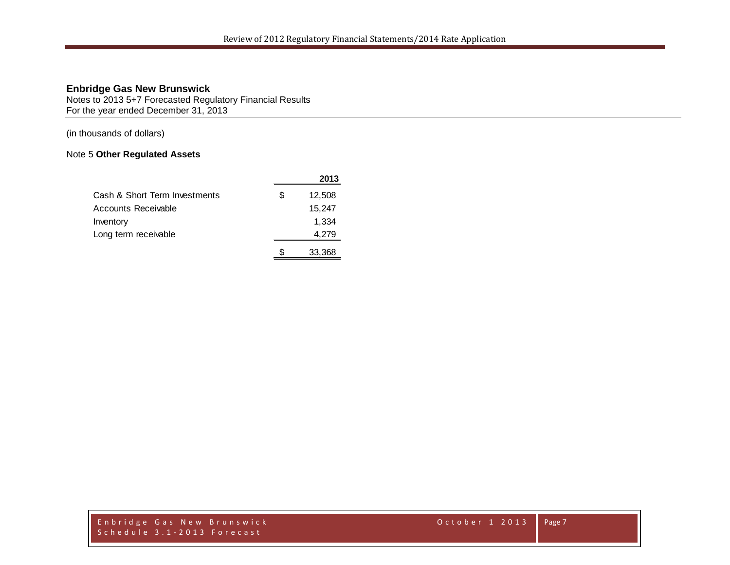**Enbridge Gas New Brunswick**
Notes to 2013 5+7 Forecasted Regulatory Financial Results
For the year ended December 31, 2013

(in thousands of dollars)

Note 5 **Other Regulated Assets**

| | | **2013** |
|---|---|---|
| Cash & Short Term Investments | $ | 12,508 |
| Accounts Receivable | | 15,247 |
| Inventory | | 1,334 |
| Long term receivable | | 4,279 |
| | $ | 33,368 |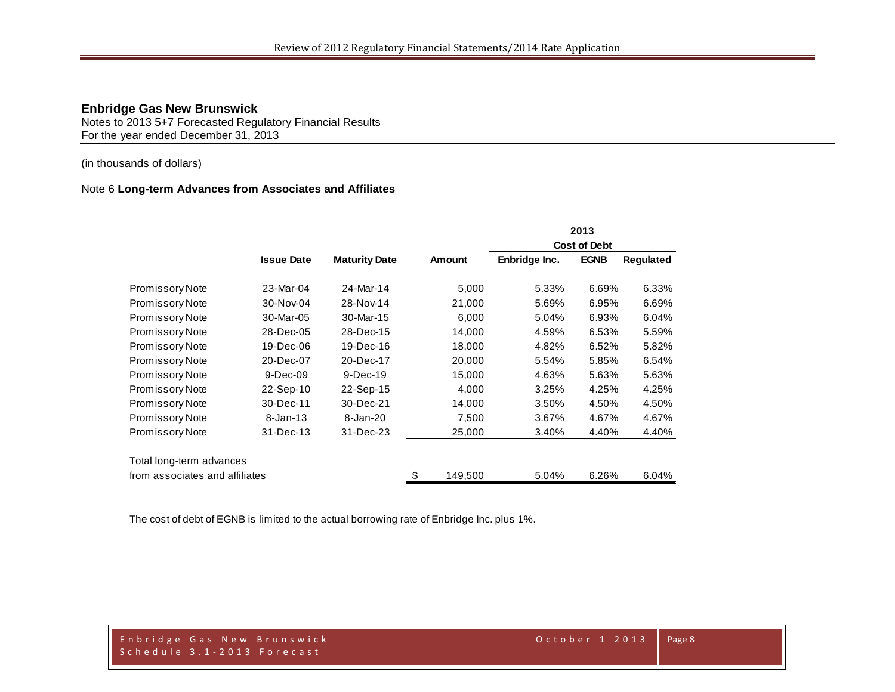**Enbridge Gas New Brunswick**
Notes to 2013 5+7 Forecasted Regulatory Financial Results
For the year ended December 31, 2013

(in thousands of dollars)

Note 6 **Long-term Advances from Associates and Affiliates**

| | | | | 2013 Cost of Debt | | |
|---|---|---|---|---|---|---|
| | **Issue Date** | **Maturity Date** | **Amount** | **Enbridge Inc.** | **EGNB** | **Regulated** |
| Promissory Note | 23-Mar-04 | 24-Mar-14 | 5,000 | 5.33% | 6.69% | 6.33% |
| Promissory Note | 30-Nov-04 | 28-Nov-14 | 21,000 | 5.69% | 6.95% | 6.69% |
| Promissory Note | 30-Mar-05 | 30-Mar-15 | 6,000 | 5.04% | 6.93% | 6.04% |
| Promissory Note | 28-Dec-05 | 28-Dec-15 | 14,000 | 4.59% | 6.53% | 5.59% |
| Promissory Note | 19-Dec-06 | 19-Dec-16 | 18,000 | 4.82% | 6.52% | 5.82% |
| Promissory Note | 20-Dec-07 | 20-Dec-17 | 20,000 | 5.54% | 5.85% | 6.54% |
| Promissory Note | 9-Dec-09 | 9-Dec-19 | 15,000 | 4.63% | 5.63% | 5.63% |
| Promissory Note | 22-Sep-10 | 22-Sep-15 | 4,000 | 3.25% | 4.25% | 4.25% |
| Promissory Note | 30-Dec-11 | 30-Dec-21 | 14,000 | 3.50% | 4.50% | 4.50% |
| Promissory Note | 8-Jan-13 | 8-Jan-20 | 7,500 | 3.67% | 4.67% | 4.67% |
| Promissory Note | 31-Dec-13 | 31-Dec-23 | 25,000 | 3.40% | 4.40% | 4.40% |
| Total long-term advances from associates and affiliates | | | $ 149,500 | 5.04% | 6.26% | 6.04% |

The cost of debt of EGNB is limited to the actual borrowing rate of Enbridge Inc. plus 1%.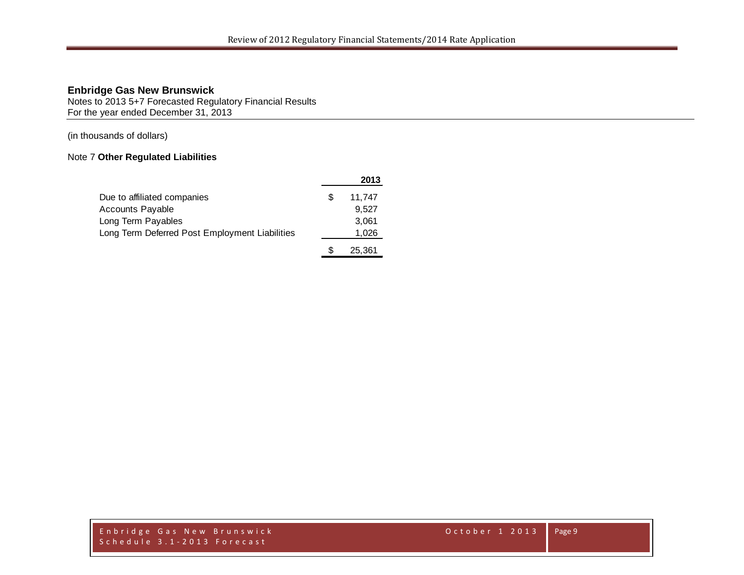**Enbridge Gas New Brunswick**
Notes to 2013 5+7 Forecasted Regulatory Financial Results
For the year ended December 31, 2013

(in thousands of dollars)

Note 7 **Other Regulated Liabilities**

| | 2013 |
|---|---|
| Due to affiliated companies | $ 11,747 |
| Accounts Payable | 9,527 |
| Long Term Payables | 3,061 |
| Long Term Deferred Post Employment Liabilities | 1,026 |
| | $ 25,361 |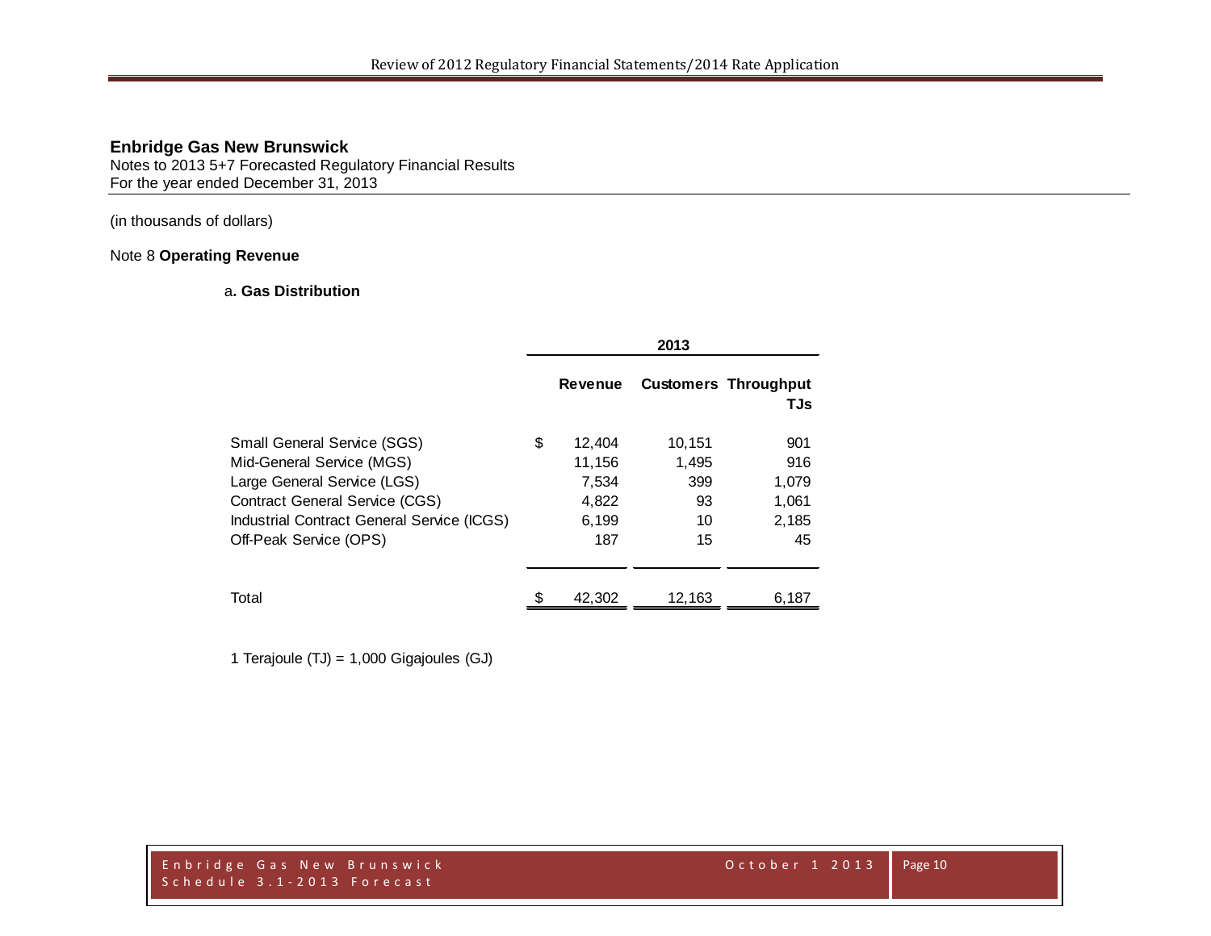**Enbridge Gas New Brunswick**
Notes to 2013 5+7 Forecasted Regulatory Financial Results
For the year ended December 31, 2013

(in thousands of dollars)

Note 8 **Operating Revenue**

a**. Gas Distribution**

| | 2013 | | |
|---|---|---|---|
| | **Revenue** | **Customers** | **Throughput TJs** |
| Small General Service (SGS) | $ 12,404 | 10,151 | 901 |
| Mid-General Service (MGS) | 11,156 | 1,495 | 916 |
| Large General Service (LGS) | 7,534 | 399 | 1,079 |
| Contract General Service (CGS) | 4,822 | 93 | 1,061 |
| Industrial Contract General Service (ICGS) | 6,199 | 10 | 2,185 |
| Off-Peak Service (OPS) | 187 | 15 | 45 |
| Total | $ 42,302 | 12,163 | 6,187 |

1 Terajoule (TJ) = 1,000 Gigajoules (GJ)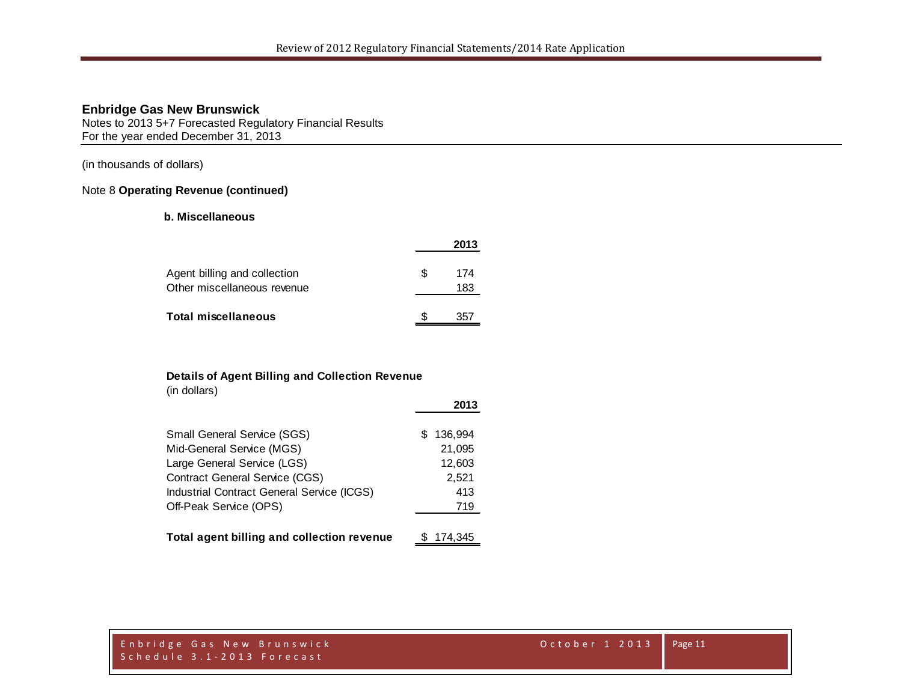**Enbridge Gas New Brunswick**
Notes to 2013 5+7 Forecasted Regulatory Financial Results
For the year ended December 31, 2013

(in thousands of dollars)

Note 8 **Operating Revenue (continued)**

**b. Miscellaneous**

| | 2013 |
|---|---|
| Agent billing and collection | $ 174 |
| Other miscellaneous revenue | 183 |
| **Total miscellaneous** | $ 357 |

**Details of Agent Billing and Collection Revenue**
(in dollars)

| | 2013 |
|---|---|
| Small General Service (SGS) | $ 136,994 |
| Mid-General Service (MGS) | 21,095 |
| Large General Service (LGS) | 12,603 |
| Contract General Service (CGS) | 2,521 |
| Industrial Contract General Service (ICGS) | 413 |
| Off-Peak Service (OPS) | 719 |
| **Total agent billing and collection revenue** | $ 174,345 |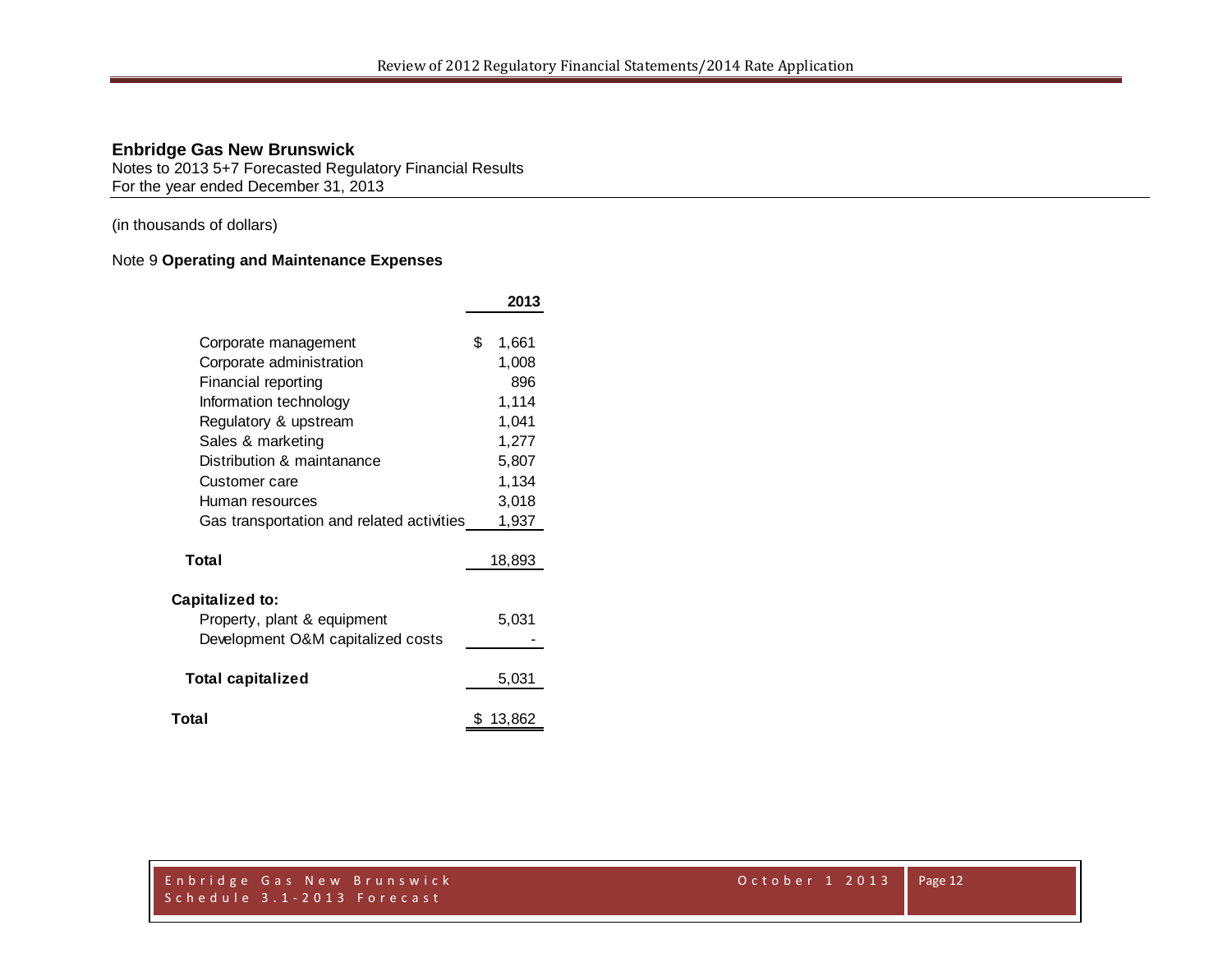**Enbridge Gas New Brunswick**
Notes to 2013 5+7 Forecasted Regulatory Financial Results
For the year ended December 31, 2013

(in thousands of dollars)

Note 9 **Operating and Maintenance Expenses**

| | 2013 |
|---|---|
| Corporate management | $ 1,661 |
| Corporate administration | 1,008 |
| Financial reporting | 896 |
| Information technology | 1,114 |
| Regulatory & upstream | 1,041 |
| Sales & marketing | 1,277 |
| Distribution & maintanance | 5,807 |
| Customer care | 1,134 |
| Human resources | 3,018 |
| Gas transportation and related activities | 1,937 |
| **Total** | 18,893 |
| **Capitalized to:** | |
| Property, plant & equipment | 5,031 |
| Development O&M capitalized costs | - |
| **Total capitalized** | 5,031 |
| **Total** | $ 13,862 |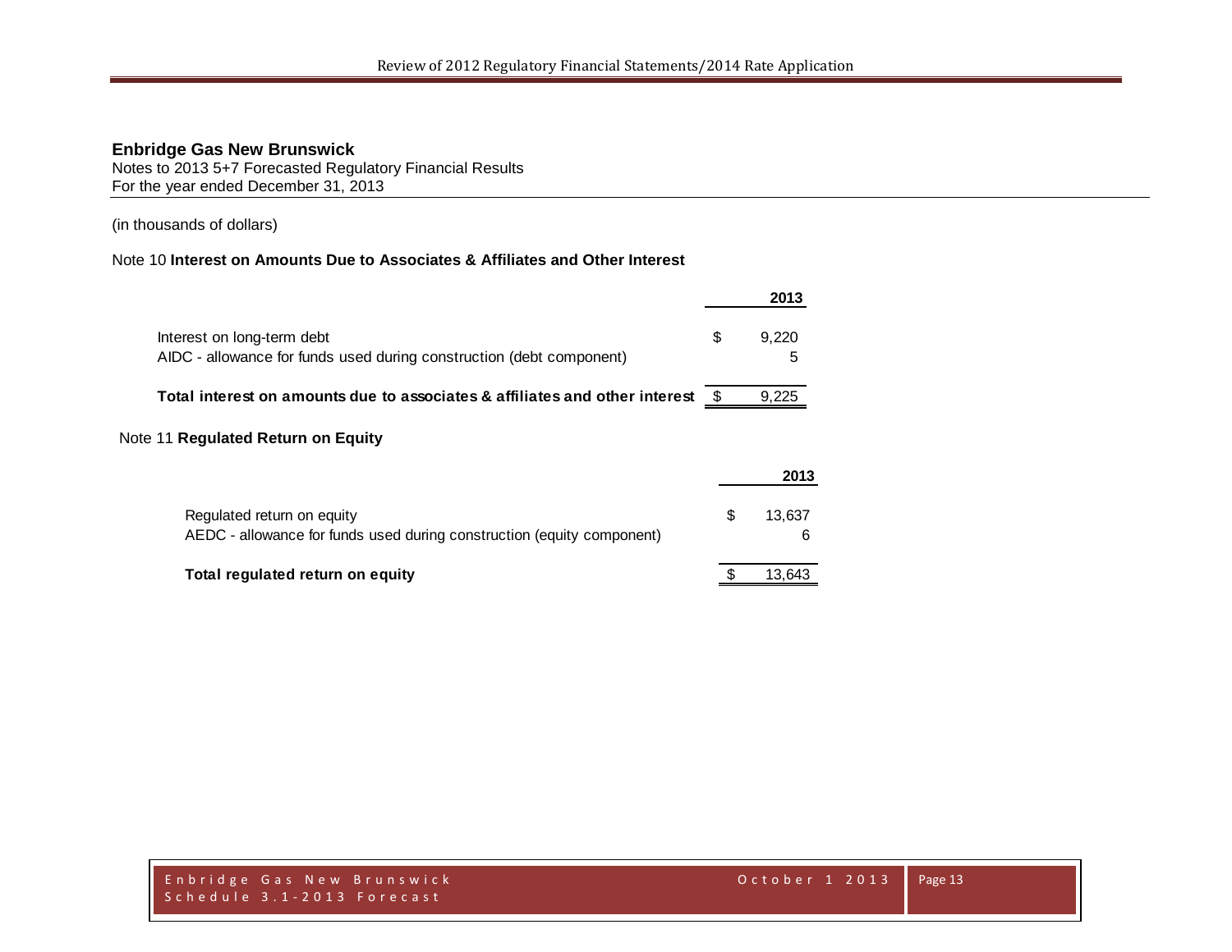## Enbridge Gas New Brunswick

Notes to 2013 5+7 Forecasted Regulatory Financial Results
For the year ended December 31, 2013

(in thousands of dollars)

Note 10 **Interest on Amounts Due to Associates & Affiliates and Other Interest**

| | | 2013 |
|---|---|---|
| Interest on long-term debt | $ | 9,220 |
| AIDC - allowance for funds used during construction (debt component) | | 5 |
| **Total interest on amounts due to associates & affiliates and other interest** | $ | 9,225 |

Note 11 **Regulated Return on Equity**

| | | 2013 |
|---|---|---|
| Regulated return on equity | $ | 13,637 |
| AEDC - allowance for funds used during construction (equity component) | | 6 |
| **Total regulated return on equity** | $ | 13,643 |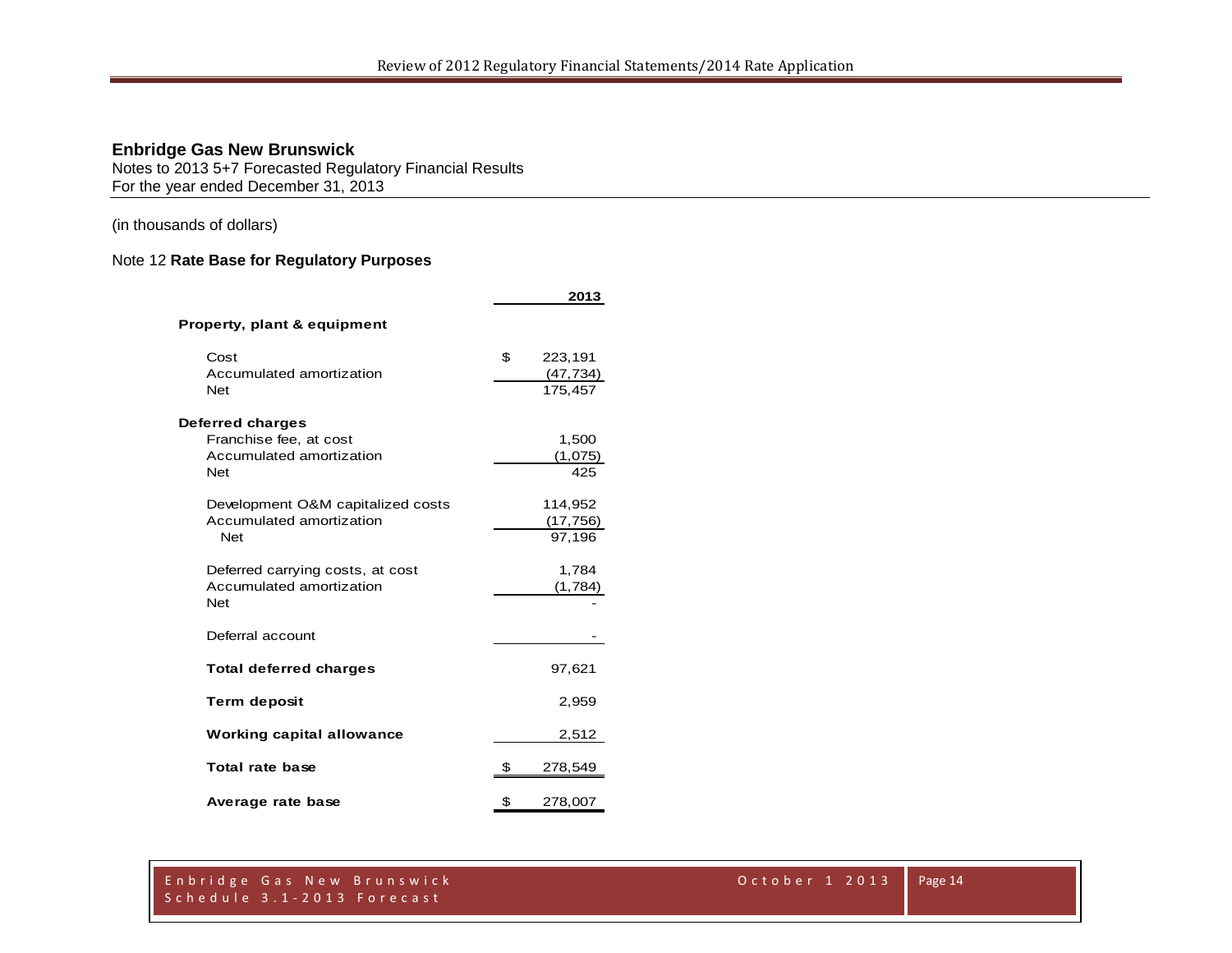## Enbridge Gas New Brunswick

Notes to 2013 5+7 Forecasted Regulatory Financial Results
For the year ended December 31, 2013

(in thousands of dollars)

### Note 12 **Rate Base for Regulatory Purposes**

| | 2013 |
|---|---|
| **Property, plant & equipment** | |
| Cost | $ 223,191 |
| Accumulated amortization | (47,734) |
| Net | 175,457 |
| **Deferred charges** | |
| Franchise fee, at cost | 1,500 |
| Accumulated amortization | (1,075) |
| Net | 425 |
| Development O&M capitalized costs | 114,952 |
| Accumulated amortization | (17,756) |
| Net | 97,196 |
| Deferred carrying costs, at cost | 1,784 |
| Accumulated amortization | (1,784) |
| Net | - |
| Deferral account | - |
| **Total deferred charges** | 97,621 |
| **Term deposit** | 2,959 |
| **Working capital allowance** | 2,512 |
| **Total rate base** | $ 278,549 |
| **Average rate base** | $ 278,007 |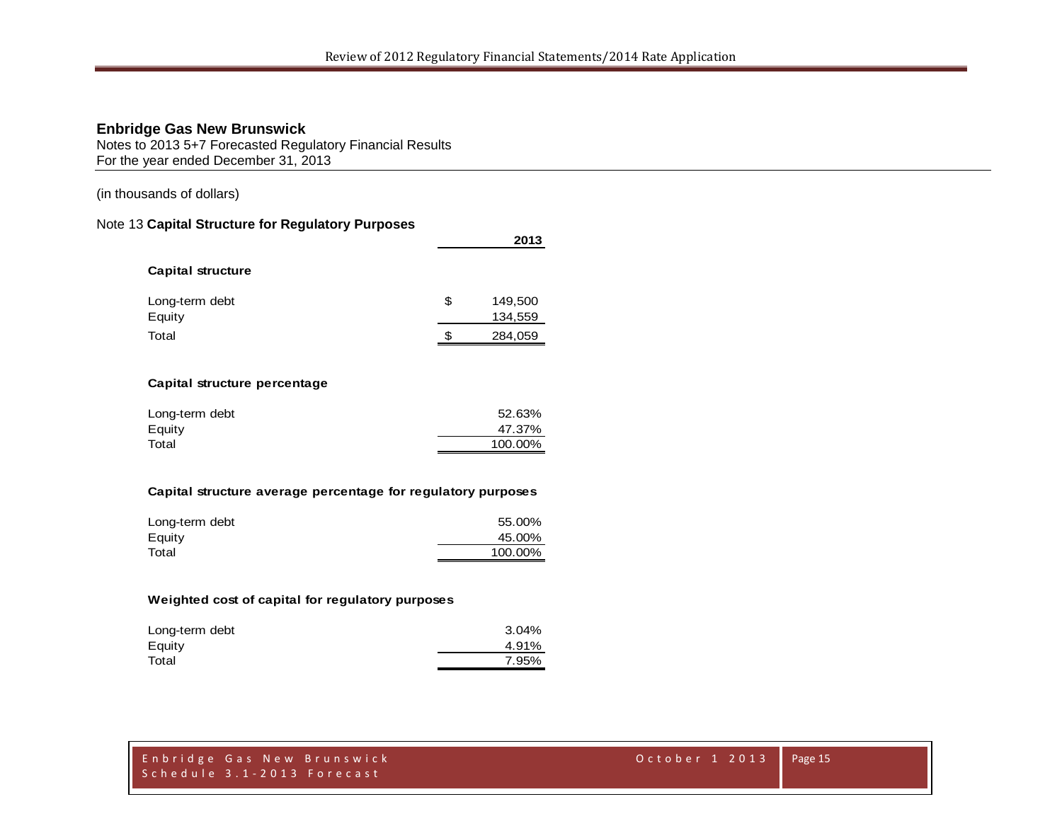## Enbridge Gas New Brunswick

Notes to 2013 5+7 Forecasted Regulatory Financial Results
For the year ended December 31, 2013

(in thousands of dollars)

### Note 13 **Capital Structure for Regulatory Purposes**

| | 2013 |
|---|---|
| **Capital structure** | |
| Long-term debt | $ 149,500 |
| Equity | 134,559 |
| Total | $ 284,059 |
| | |
| **Capital structure percentage** | |
| Long-term debt | 52.63% |
| Equity | 47.37% |
| Total | 100.00% |
| | |
| **Capital structure average percentage for regulatory purposes** | |
| Long-term debt | 55.00% |
| Equity | 45.00% |
| Total | 100.00% |
| | |
| **Weighted cost of capital for regulatory purposes** | |
| Long-term debt | 3.04% |
| Equity | 4.91% |
| Total | 7.95% |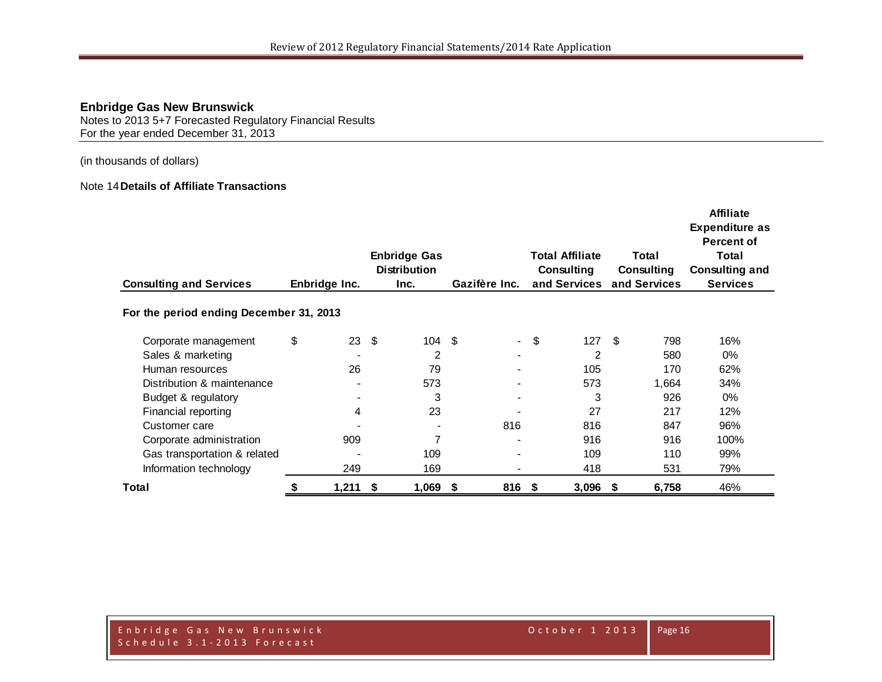**Enbridge Gas New Brunswick**
Notes to 2013 5+7 Forecasted Regulatory Financial Results
For the year ended December 31, 2013

(in thousands of dollars)

Note 14 **Details of Affiliate Transactions**

| **Consulting and Services** | **Enbridge Inc.** | **Enbridge Gas Distribution Inc.** | **Gazifère Inc.** | **Total Affiliate Consulting and Services** | **Total Consulting and Services** | **Affiliate Expenditure as Percent of Total Consulting and Services** |
|---|---|---|---|---|---|---|
| **For the period ending December 31, 2013** | | | | | | |
| Corporate management | $ 23 | $ 104 | $ - | $ 127 | $ 798 | 16% |
| Sales & marketing | - | 2 | - | 2 | 580 | 0% |
| Human resources | 26 | 79 | - | 105 | 170 | 62% |
| Distribution & maintenance | - | 573 | - | 573 | 1,664 | 34% |
| Budget & regulatory | - | 3 | - | 3 | 926 | 0% |
| Financial reporting | 4 | 23 | - | 27 | 217 | 12% |
| Customer care | - | - | 816 | 816 | 847 | 96% |
| Corporate administration | 909 | 7 | - | 916 | 916 | 100% |
| Gas transportation & related | - | 109 | - | 109 | 110 | 99% |
| Information technology | 249 | 169 | - | 418 | 531 | 79% |
| **Total** | **$ 1,211** | **$ 1,069** | **$ 816** | **$ 3,096** | **$ 6,758** | 46% |